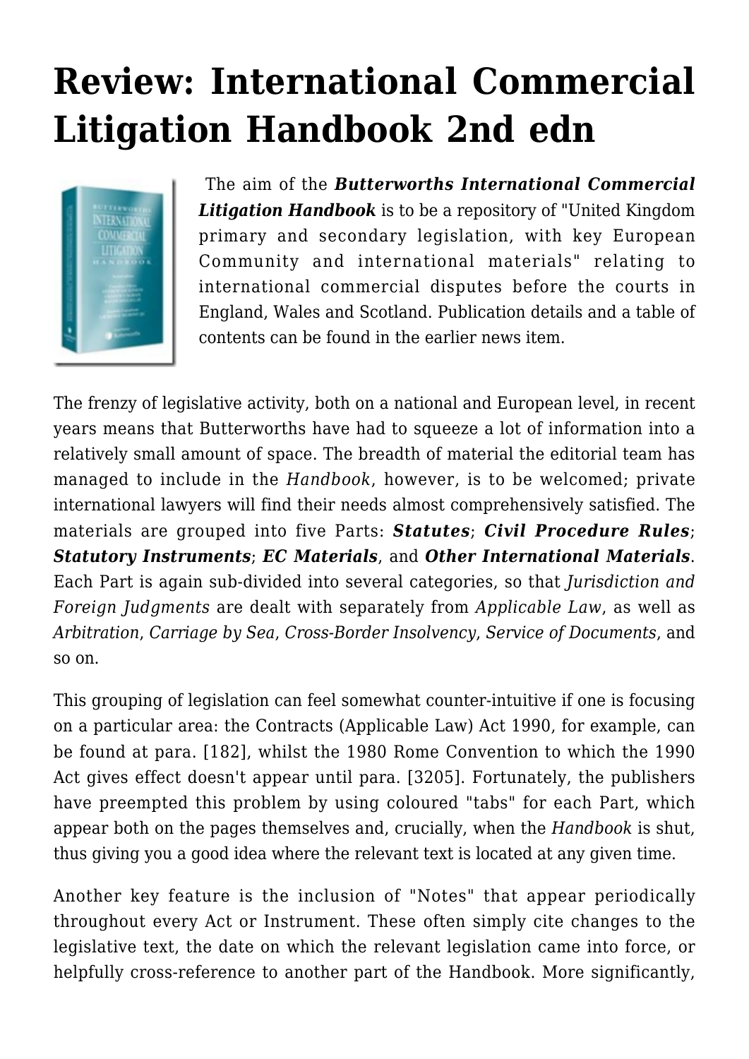# Review: International Commercial Litigation Handbook 2nd edn

The aim of the ***Butterworths International Commercial Litigation Handbook*** is to be a repository of "United Kingdom primary and secondary legislation, with key European Community and international materials" relating to international commercial disputes before the courts in England, Wales and Scotland. Publication details and a table of contents can be found in the earlier news item.

The frenzy of legislative activity, both on a national and European level, in recent years means that Butterworths have had to squeeze a lot of information into a relatively small amount of space. The breadth of material the editorial team has managed to include in the *Handbook*, however, is to be welcomed; private international lawyers will find their needs almost comprehensively satisfied. The materials are grouped into five Parts: ***Statutes***; ***Civil Procedure Rules***; ***Statutory Instruments***; ***EC Materials***, and ***Other International Materials***. Each Part is again sub-divided into several categories, so that *Jurisdiction and Foreign Judgments* are dealt with separately from *Applicable Law*, as well as *Arbitration*, *Carriage by Sea*, *Cross-Border Insolvency*, *Service of Documents*, and so on.

This grouping of legislation can feel somewhat counter-intuitive if one is focusing on a particular area: the Contracts (Applicable Law) Act 1990, for example, can be found at para. [182], whilst the 1980 Rome Convention to which the 1990 Act gives effect doesn't appear until para. [3205]. Fortunately, the publishers have preempted this problem by using coloured "tabs" for each Part, which appear both on the pages themselves and, crucially, when the *Handbook* is shut, thus giving you a good idea where the relevant text is located at any given time.

Another key feature is the inclusion of "Notes" that appear periodically throughout every Act or Instrument. These often simply cite changes to the legislative text, the date on which the relevant legislation came into force, or helpfully cross-reference to another part of the Handbook. More significantly,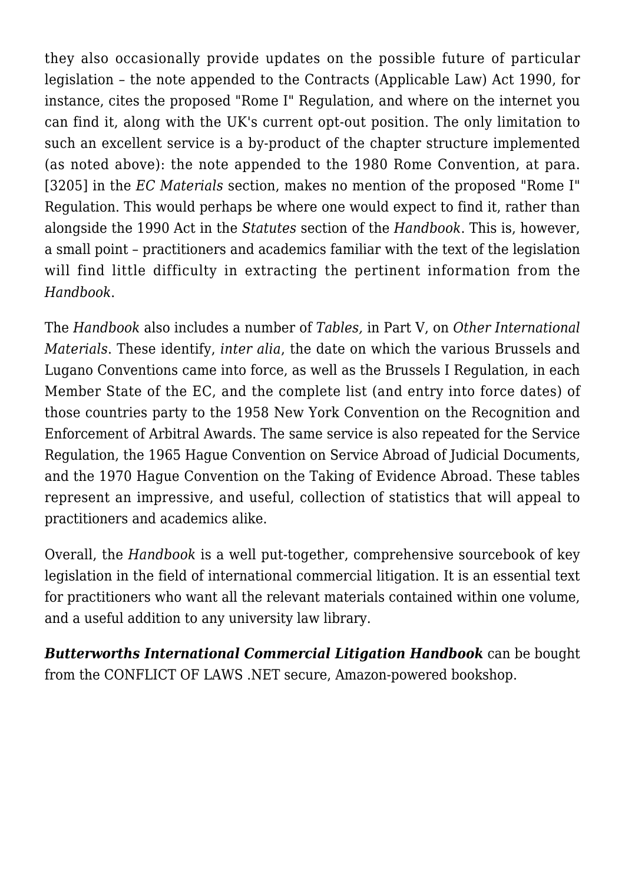they also occasionally provide updates on the possible future of particular legislation – the note appended to the Contracts (Applicable Law) Act 1990, for instance, cites the proposed "Rome I" Regulation, and where on the internet you can find it, along with the UK's current opt-out position. The only limitation to such an excellent service is a by-product of the chapter structure implemented (as noted above): the note appended to the 1980 Rome Convention, at para. [3205] in the *EC Materials* section, makes no mention of the proposed "Rome I" Regulation. This would perhaps be where one would expect to find it, rather than alongside the 1990 Act in the *Statutes* section of the *Handbook*. This is, however, a small point – practitioners and academics familiar with the text of the legislation will find little difficulty in extracting the pertinent information from the *Handbook*.

The *Handbook* also includes a number of *Tables,* in Part V, on *Other International Materials*. These identify, *inter alia*, the date on which the various Brussels and Lugano Conventions came into force, as well as the Brussels I Regulation, in each Member State of the EC, and the complete list (and entry into force dates) of those countries party to the 1958 New York Convention on the Recognition and Enforcement of Arbitral Awards. The same service is also repeated for the Service Regulation, the 1965 Hague Convention on Service Abroad of Judicial Documents, and the 1970 Hague Convention on the Taking of Evidence Abroad. These tables represent an impressive, and useful, collection of statistics that will appeal to practitioners and academics alike.

Overall, the *Handbook* is a well put-together, comprehensive sourcebook of key legislation in the field of international commercial litigation. It is an essential text for practitioners who want all the relevant materials contained within one volume, and a useful addition to any university law library.

***Butterworths International Commercial Litigation Handbook*** can be bought from the CONFLICT OF LAWS .NET secure, Amazon-powered bookshop.